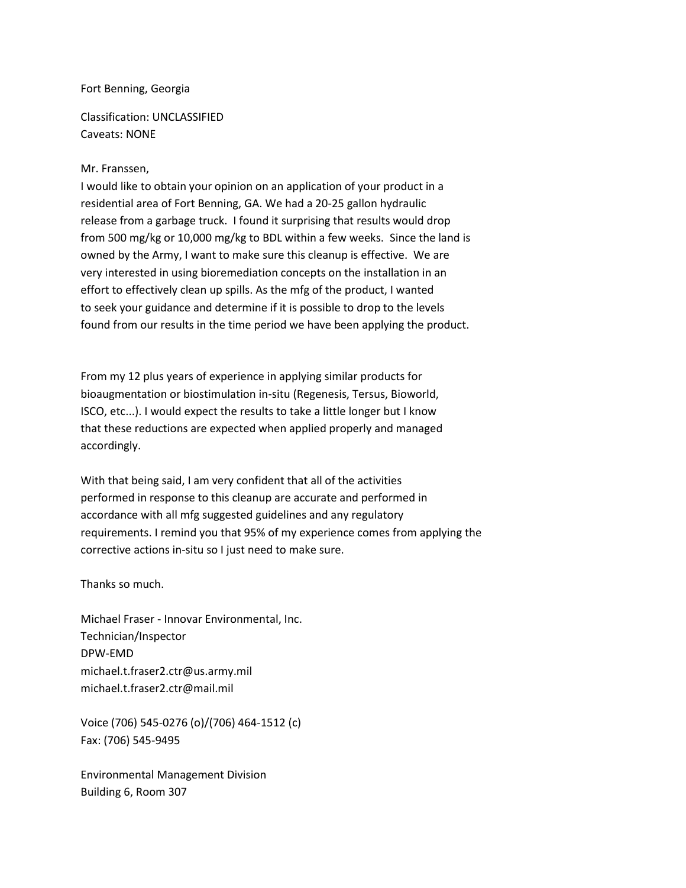Fort Benning, Georgia

Classification: UNCLASSIFIED
Caveats: NONE

Mr. Franssen,
I would like to obtain your opinion on an application of your product in a residential area of Fort Benning, GA. We had a 20-25 gallon hydraulic release from a garbage truck. I found it surprising that results would drop from 500 mg/kg or 10,000 mg/kg to BDL within a few weeks. Since the land is owned by the Army, I want to make sure this cleanup is effective. We are very interested in using bioremediation concepts on the installation in an effort to effectively clean up spills. As the mfg of the product, I wanted to seek your guidance and determine if it is possible to drop to the levels found from our results in the time period we have been applying the product.

From my 12 plus years of experience in applying similar products for bioaugmentation or biostimulation in-situ (Regenesis, Tersus, Bioworld, ISCO, etc...). I would expect the results to take a little longer but I know that these reductions are expected when applied properly and managed accordingly.

With that being said, I am very confident that all of the activities performed in response to this cleanup are accurate and performed in accordance with all mfg suggested guidelines and any regulatory requirements. I remind you that 95% of my experience comes from applying the corrective actions in-situ so I just need to make sure.

Thanks so much.

Michael Fraser - Innovar Environmental, Inc.
Technician/Inspector
DPW-EMD
michael.t.fraser2.ctr@us.army.mil
michael.t.fraser2.ctr@mail.mil

Voice (706) 545-0276 (o)/(706) 464-1512 (c)
Fax: (706) 545-9495

Environmental Management Division
Building 6, Room 307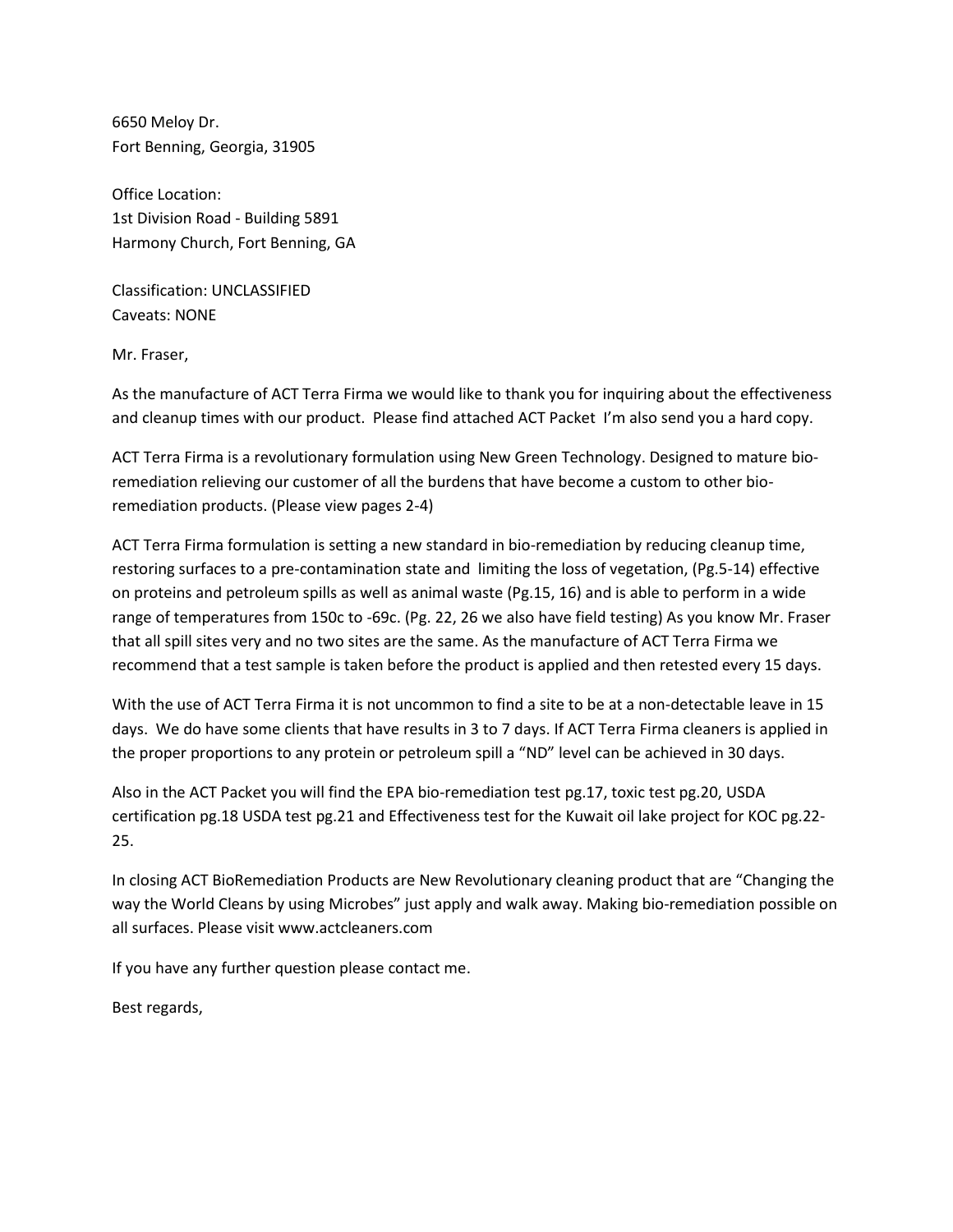6650 Meloy Dr.
Fort Benning, Georgia, 31905

Office Location:
1st Division Road - Building 5891
Harmony Church, Fort Benning, GA

Classification: UNCLASSIFIED
Caveats: NONE

Mr. Fraser,

As the manufacture of ACT Terra Firma we would like to thank you for inquiring about the effectiveness and cleanup times with our product. Please find attached ACT Packet I'm also send you a hard copy.

ACT Terra Firma is a revolutionary formulation using New Green Technology. Designed to mature bio-remediation relieving our customer of all the burdens that have become a custom to other bio-remediation products. (Please view pages 2-4)

ACT Terra Firma formulation is setting a new standard in bio-remediation by reducing cleanup time, restoring surfaces to a pre-contamination state and limiting the loss of vegetation, (Pg.5-14) effective on proteins and petroleum spills as well as animal waste (Pg.15, 16) and is able to perform in a wide range of temperatures from 150c to -69c. (Pg. 22, 26 we also have field testing) As you know Mr. Fraser that all spill sites very and no two sites are the same. As the manufacture of ACT Terra Firma we recommend that a test sample is taken before the product is applied and then retested every 15 days.

With the use of ACT Terra Firma it is not uncommon to find a site to be at a non-detectable leave in 15 days. We do have some clients that have results in 3 to 7 days. If ACT Terra Firma cleaners is applied in the proper proportions to any protein or petroleum spill a "ND" level can be achieved in 30 days.

Also in the ACT Packet you will find the EPA bio-remediation test pg.17, toxic test pg.20, USDA certification pg.18 USDA test pg.21 and Effectiveness test for the Kuwait oil lake project for KOC pg.22-25.

In closing ACT BioRemediation Products are New Revolutionary cleaning product that are "Changing the way the World Cleans by using Microbes" just apply and walk away. Making bio-remediation possible on all surfaces. Please visit www.actcleaners.com

If you have any further question please contact me.

Best regards,